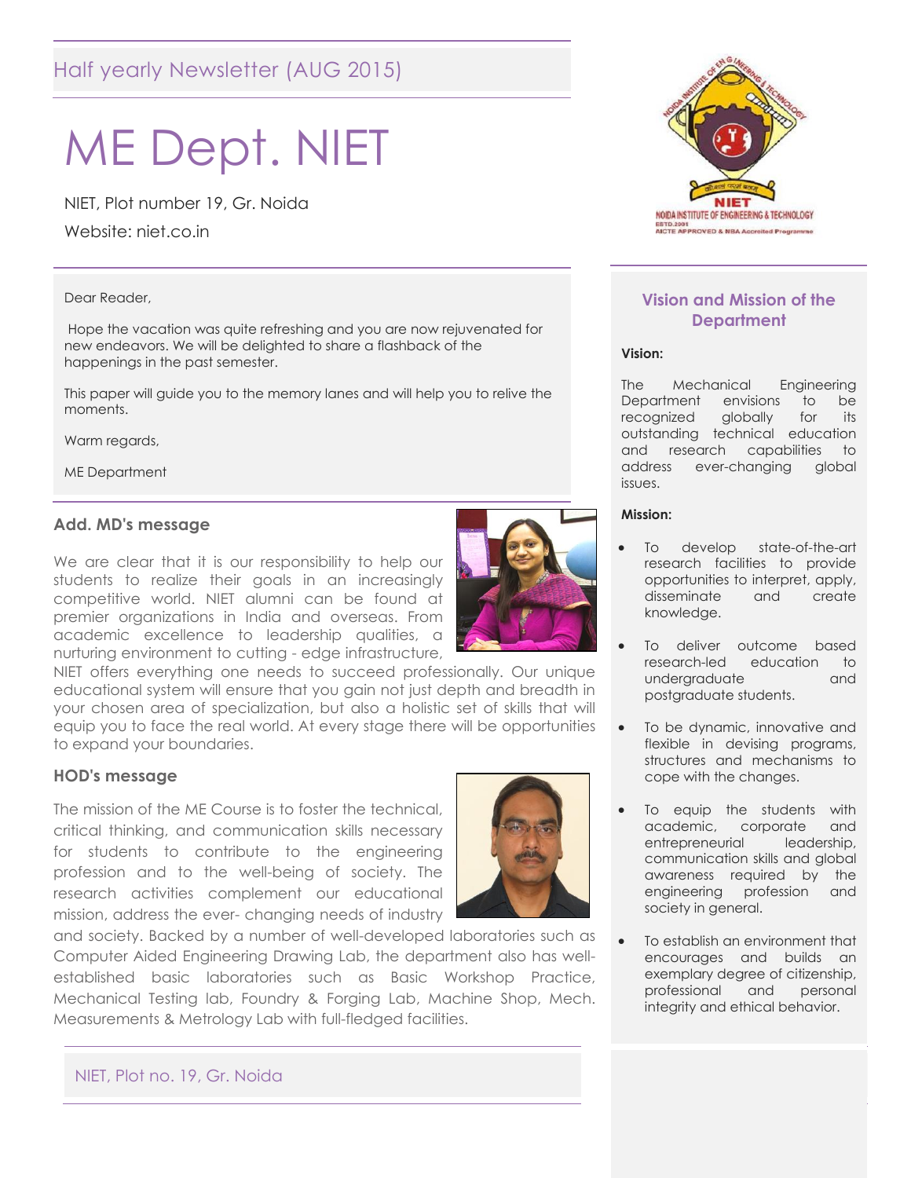Half yearly Newsletter (AUG 2015)

# ME Dept. NIET

NIET, Plot number 19, Gr. Noida

Website: niet.co.in

Dear Reader,

Hope the vacation was quite refreshing and you are now rejuvenated for new endeavors. We will be delighted to share a flashback of the happenings in the past semester.

This paper will guide you to the memory lanes and will help you to relive the moments.

Warm regards,

ME Department

## Add. MD's message

We are clear that it is our responsibility to help our students to realize their goals in an increasingly competitive world. NIET alumni can be found at premier organizations in India and overseas. From academic excellence to leadership qualities, a nurturing environment to cutting - edge infrastructure, NIET offers everything one needs to succeed professionally. Our unique educational system will ensure that you gain not just depth and breadth in your chosen area of specialization, but also a holistic set of skills that will equip you to face the real world. At every stage there will be opportunities to expand your boundaries.

## HOD's message

The mission of the ME Course is to foster the technical, critical thinking, and communication skills necessary for students to contribute to the engineering profession and to the well-being of society. The research activities complement our educational mission, address the ever- changing needs of industry and society. Backed by a number of well-developed laboratories such as Computer Aided Engineering Drawing Lab, the department also has well-established basic laboratories such as Basic Workshop Practice, Mechanical Testing lab, Foundry & Forging Lab, Machine Shop, Mech. Measurements & Metrology Lab with full-fledged facilities.

## Vision and Mission of the Department

**Vision:**

The Mechanical Engineering Department envisions to be recognized globally for its outstanding technical education and research capabilities to address ever-changing global issues.

**Mission:**

- To develop state-of-the-art research facilities to provide opportunities to interpret, apply, disseminate and create knowledge.
- To deliver outcome based research-led education to undergraduate and postgraduate students.
- To be dynamic, innovative and flexible in devising programs, structures and mechanisms to cope with the changes.
- To equip the students with academic, corporate and entrepreneurial leadership, communication skills and global awareness required by the engineering profession and society in general.
- To establish an environment that encourages and builds an exemplary degree of citizenship, professional and personal integrity and ethical behavior.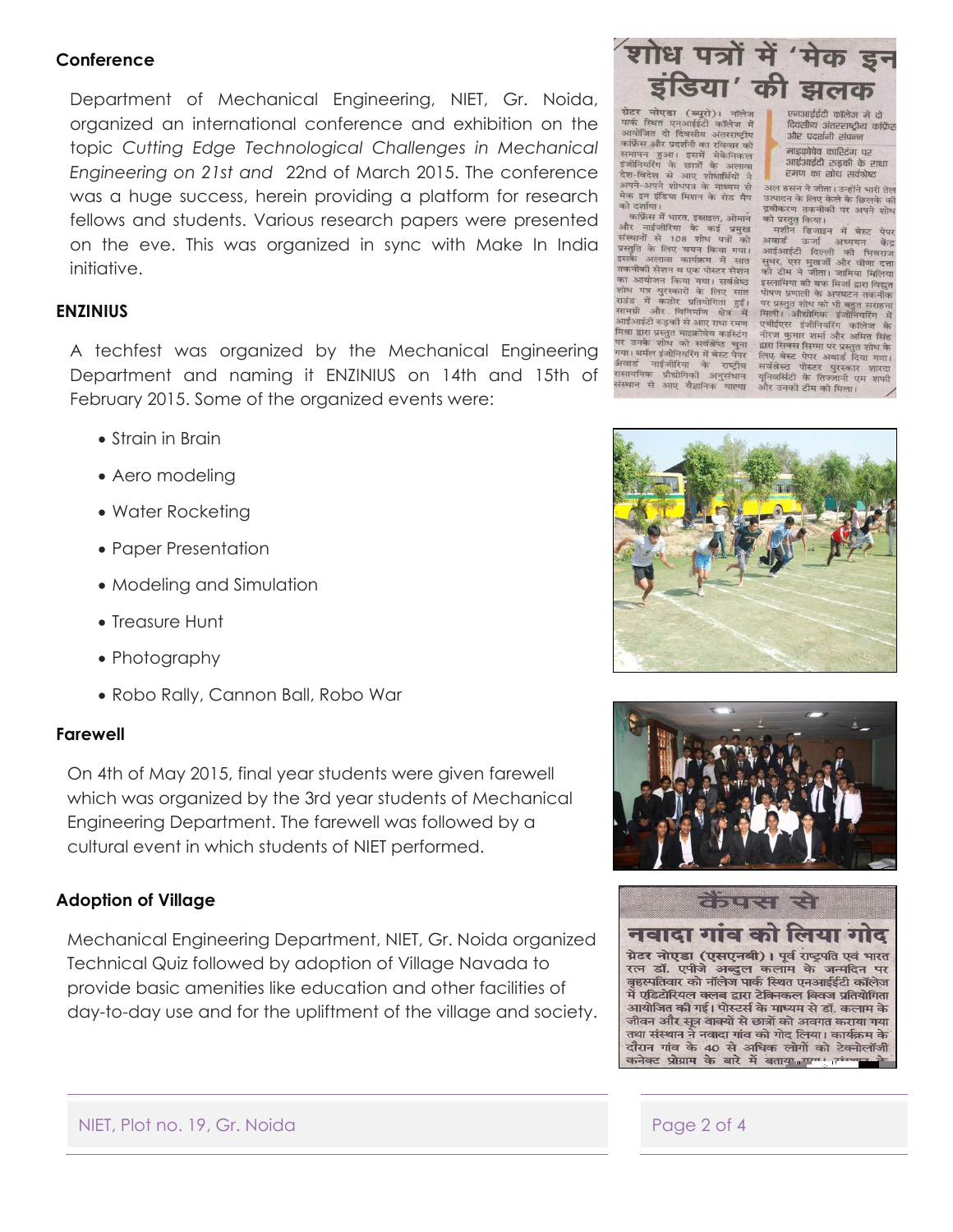### Conference

Department of Mechanical Engineering, NIET, Gr. Noida, organized an international conference and exhibition on the topic *Cutting Edge Technological Challenges in Mechanical Engineering on 21st and* 22nd of March 2015. The conference was a huge success, herein providing a platform for research fellows and students. Various research papers were presented on the eve. This was organized in sync with Make In India initiative.

### ENZINIUS

A techfest was organized by the Mechanical Engineering Department and naming it ENZINIUS on 14th and 15th of February 2015. Some of the organized events were:

- Strain in Brain
- Aero modeling
- Water Rocketing
- Paper Presentation
- Modeling and Simulation
- Treasure Hunt
- Photography
- Robo Rally, Cannon Ball, Robo War

### Farewell

On 4th of May 2015, final year students were given farewell which was organized by the 3rd year students of Mechanical Engineering Department. The farewell was followed by a cultural event in which students of NIET performed.

### Adoption of Village

Mechanical Engineering Department, NIET, Gr. Noida organized Technical Quiz followed by adoption of Village Navada to provide basic amenities like education and other facilities of day-to-day use and for the upliftment of the village and society.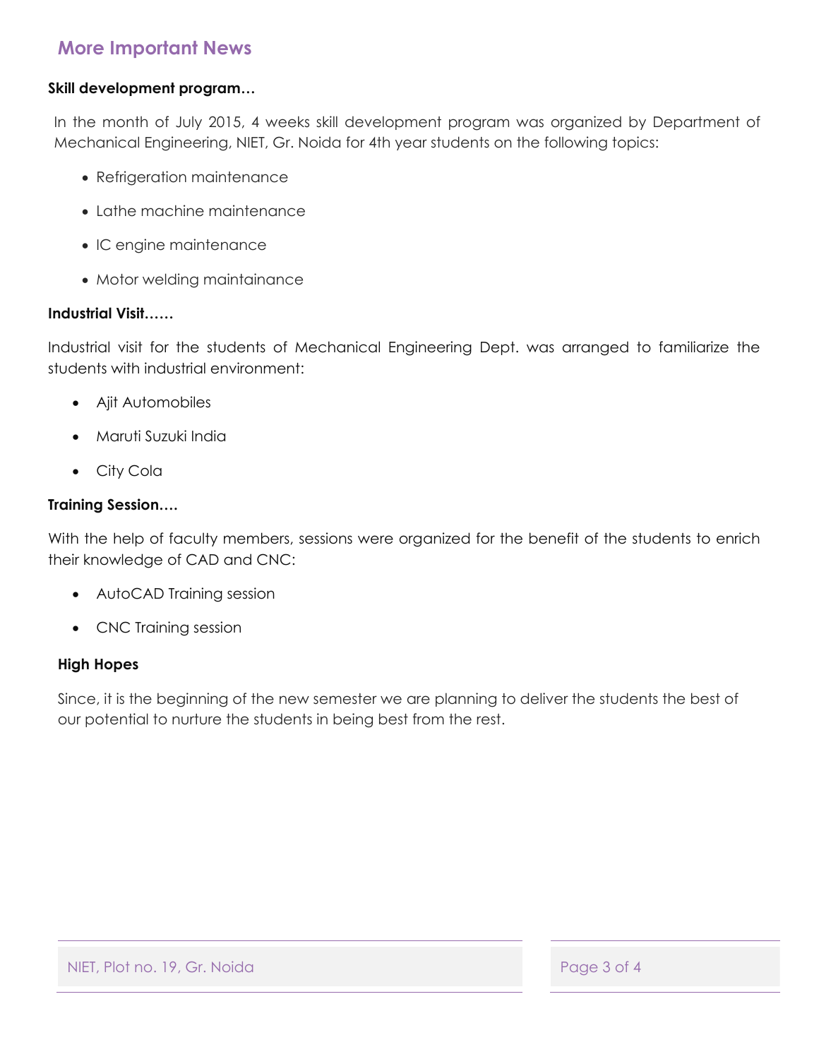## More Important News

**Skill development program…**

In the month of July 2015, 4 weeks skill development program was organized by Department of Mechanical Engineering, NIET, Gr. Noida for 4th year students on the following topics:

- Refrigeration maintenance
- Lathe machine maintenance
- IC engine maintenance
- Motor welding maintainance

**Industrial Visit……**

Industrial visit for the students of Mechanical Engineering Dept. was arranged to familiarize the students with industrial environment:

- Ajit Automobiles
- Maruti Suzuki India
- City Cola

**Training Session….**

With the help of faculty members, sessions were organized for the benefit of the students to enrich their knowledge of CAD and CNC:

- AutoCAD Training session
- CNC Training session

**High Hopes**

Since, it is the beginning of the new semester we are planning to deliver the students the best of our potential to nurture the students in being best from the rest.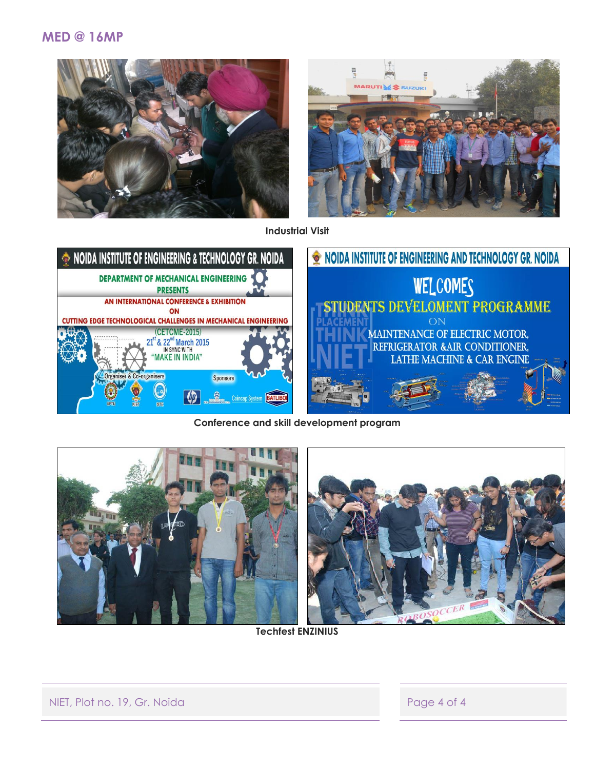## MED @ 16MP

Industrial Visit

Conference and skill development program

Techfest ENZINIUS